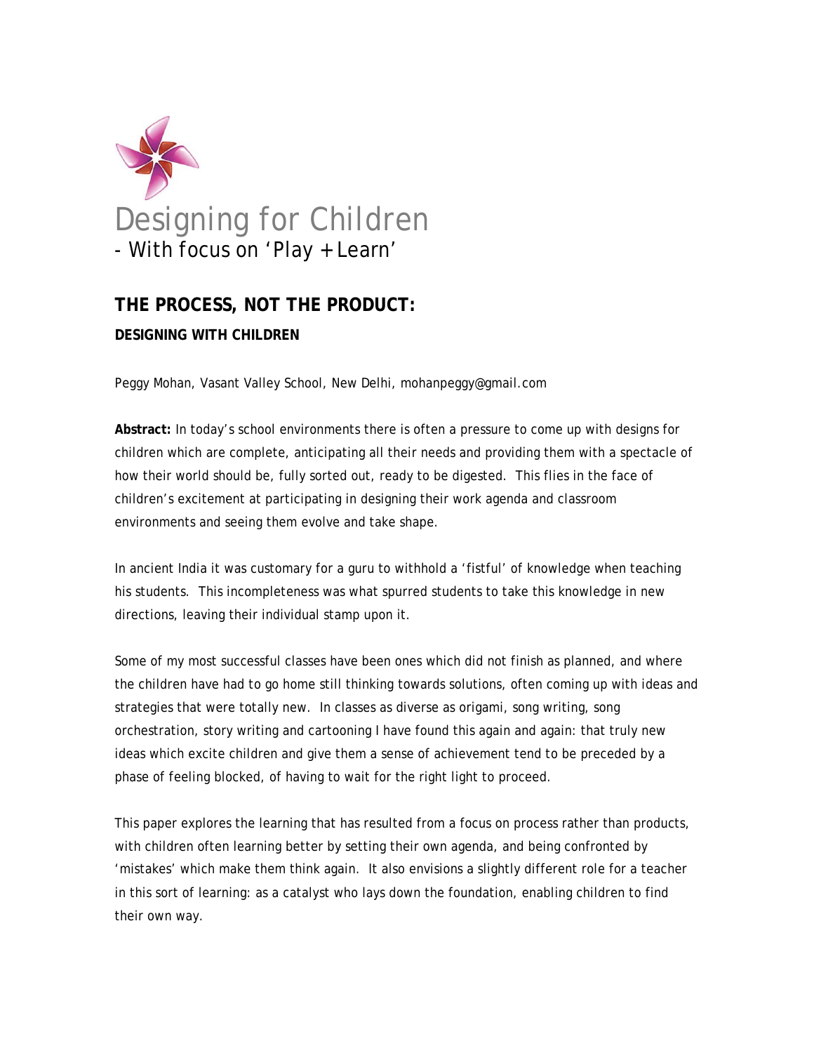# Designing for Children

- With focus on 'Play + Learn'

## THE PROCESS, NOT THE PRODUCT:

### DESIGNING WITH CHILDREN

Peggy Mohan, Vasant Valley School, New Delhi, mohanpeggy@gmail.com

**Abstract:** In today's school environments there is often a pressure to come up with designs for children which are complete, anticipating all their needs and providing them with a spectacle of how their world should be, fully sorted out, ready to be digested. This flies in the face of children's excitement at participating in designing their work agenda and classroom environments and seeing them evolve and take shape.

In ancient India it was customary for a guru to withhold a 'fistful' of knowledge when teaching his students. This incompleteness was what spurred students to take this knowledge in new directions, leaving their individual stamp upon it.

Some of my most successful classes have been ones which did not finish as planned, and where the children have had to go home still thinking towards solutions, often coming up with ideas and strategies that were totally new. In classes as diverse as origami, song writing, song orchestration, story writing and cartooning I have found this again and again: that truly new ideas which excite children and give them a sense of achievement tend to be preceded by a phase of feeling blocked, of having to wait for the right light to proceed.

This paper explores the learning that has resulted from a focus on process rather than products, with children often learning better by setting their own agenda, and being confronted by 'mistakes' which make them think again. It also envisions a slightly different role for a teacher in this sort of learning: as a catalyst who lays down the foundation, enabling children to find their own way.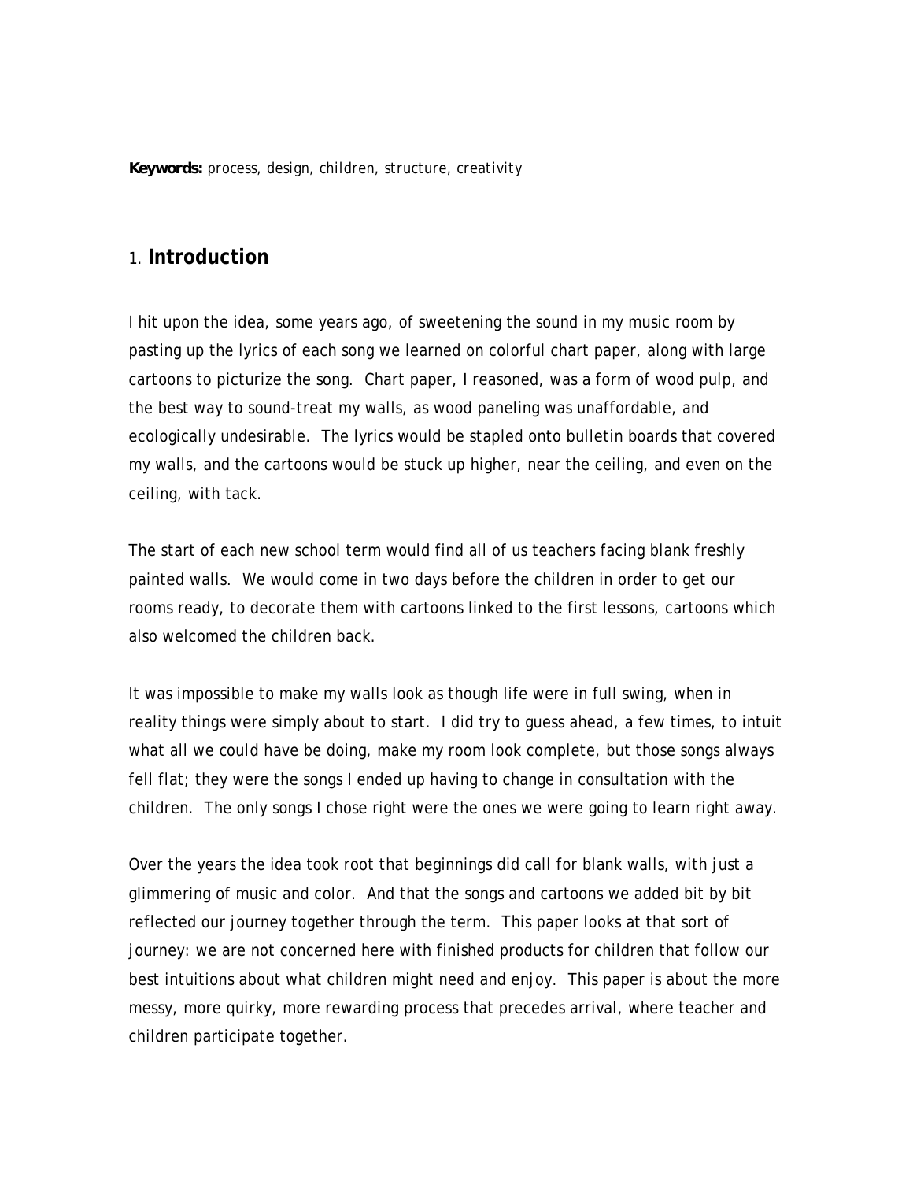**Keywords:** process, design, children, structure, creativity

## 1. **Introduction**

I hit upon the idea, some years ago, of sweetening the sound in my music room by pasting up the lyrics of each song we learned on colorful chart paper, along with large cartoons to picturize the song. Chart paper, I reasoned, was a form of wood pulp, and the best way to sound-treat my walls, as wood paneling was unaffordable, and ecologically undesirable. The lyrics would be stapled onto bulletin boards that covered my walls, and the cartoons would be stuck up higher, near the ceiling, and even on the ceiling, with tack.

The start of each new school term would find all of us teachers facing blank freshly painted walls. We would come in two days before the children in order to get our rooms ready, to decorate them with cartoons linked to the first lessons, cartoons which also welcomed the children back.

It was impossible to make my walls look as though life were in full swing, when in reality things were simply about to start. I did try to guess ahead, a few times, to intuit what all we could have be doing, make my room look complete, but those songs always fell flat; they were the songs I ended up having to change in consultation with the children. The only songs I chose right were the ones we were going to learn right away.

Over the years the idea took root that beginnings did call for blank walls, with just a glimmering of music and color. And that the songs and cartoons we added bit by bit reflected our journey together through the term. This paper looks at that sort of journey: we are not concerned here with finished products for children that follow our best intuitions about what children might need and enjoy. This paper is about the more messy, more quirky, more rewarding process that precedes arrival, where teacher and children participate together.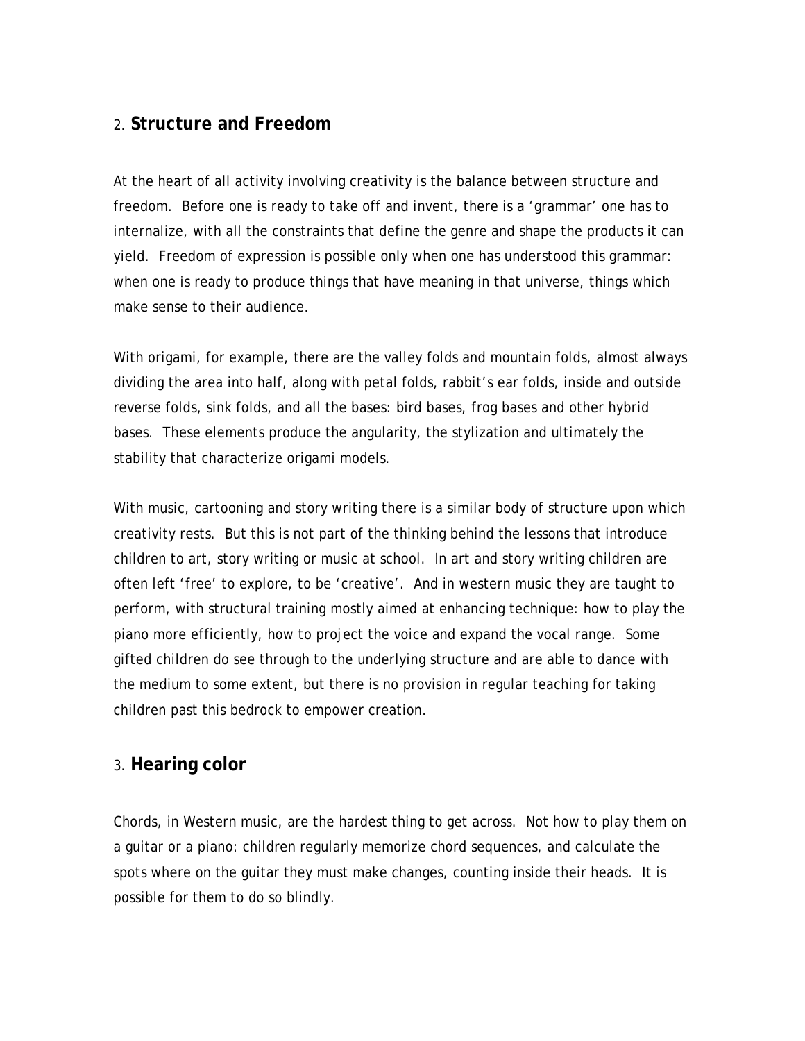## 2. Structure and Freedom

At the heart of all activity involving creativity is the balance between structure and freedom. Before one is ready to take off and invent, there is a 'grammar' one has to internalize, with all the constraints that define the genre and shape the products it can yield. Freedom of expression is possible only when one has understood this grammar: when one is ready to produce things that have meaning in that universe, things which make sense to their audience.

With origami, for example, there are the valley folds and mountain folds, almost always dividing the area into half, along with petal folds, rabbit's ear folds, inside and outside reverse folds, sink folds, and all the bases: bird bases, frog bases and other hybrid bases. These elements produce the angularity, the stylization and ultimately the stability that characterize origami models.

With music, cartooning and story writing there is a similar body of structure upon which creativity rests. But this is not part of the thinking behind the lessons that introduce children to art, story writing or music at school. In art and story writing children are often left 'free' to explore, to be 'creative'. And in western music they are taught to perform, with structural training mostly aimed at enhancing technique: how to play the piano more efficiently, how to project the voice and expand the vocal range. Some gifted children do see through to the underlying structure and are able to dance with the medium to some extent, but there is no provision in regular teaching for taking children past this bedrock to empower creation.

## 3. Hearing color

Chords, in Western music, are the hardest thing to get across. Not how to play them on a guitar or a piano: children regularly memorize chord sequences, and calculate the spots where on the guitar they must make changes, counting inside their heads. It is possible for them to do so blindly.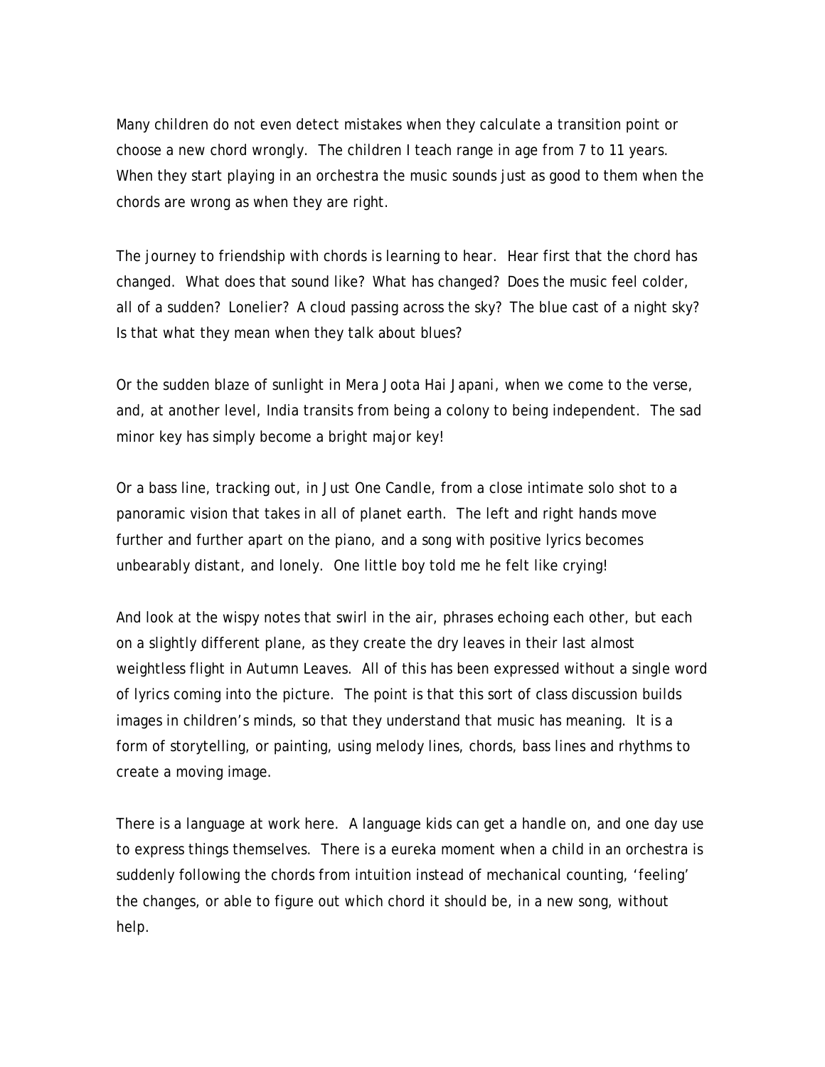Many children do not even detect mistakes when they calculate a transition point or choose a new chord wrongly. The children I teach range in age from 7 to 11 years. When they start playing in an orchestra the music sounds just as good to them when the chords are wrong as when they are right.

The journey to friendship with chords is learning to hear. Hear first that the chord has changed. What does that sound like? What has changed? Does the music feel colder, all of a sudden? Lonelier? A cloud passing across the sky? The blue cast of a night sky? Is that what they mean when they talk about blues?

Or the sudden blaze of sunlight in Mera Joota Hai Japani, when we come to the verse, and, at another level, India transits from being a colony to being independent. The sad minor key has simply become a bright major key!

Or a bass line, tracking out, in Just One Candle, from a close intimate solo shot to a panoramic vision that takes in all of planet earth. The left and right hands move further and further apart on the piano, and a song with positive lyrics becomes unbearably distant, and lonely. One little boy told me he felt like crying!

And look at the wispy notes that swirl in the air, phrases echoing each other, but each on a slightly different plane, as they create the dry leaves in their last almost weightless flight in Autumn Leaves. All of this has been expressed without a single word of lyrics coming into the picture. The point is that this sort of class discussion builds images in children's minds, so that they understand that music has meaning. It is a form of storytelling, or painting, using melody lines, chords, bass lines and rhythms to create a moving image.

There is a language at work here. A language kids can get a handle on, and one day use to express things themselves. There is a eureka moment when a child in an orchestra is suddenly following the chords from intuition instead of mechanical counting, 'feeling' the changes, or able to figure out which chord it should be, in a new song, without help.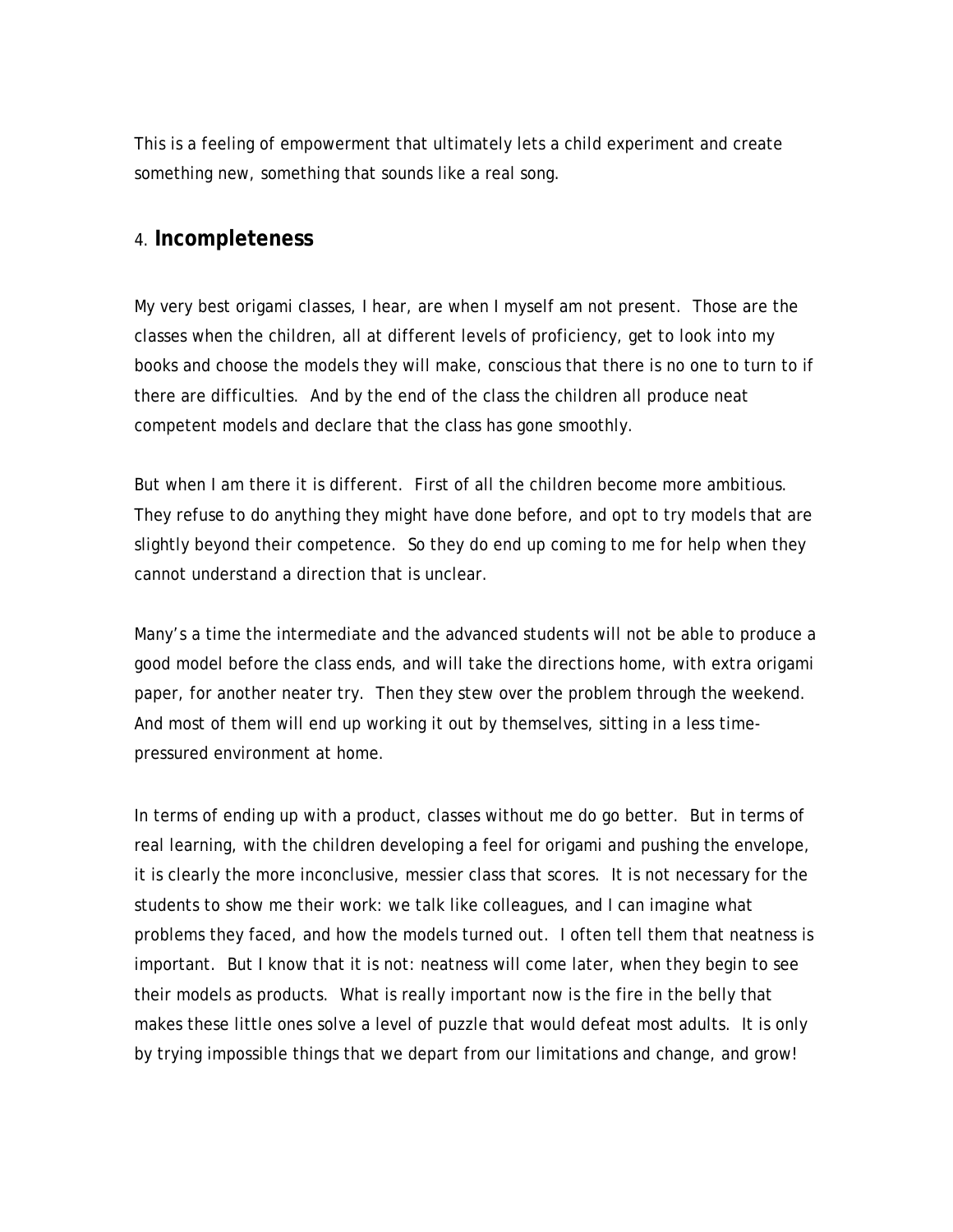This is a feeling of empowerment that ultimately lets a child experiment and create something new, something that sounds like a real song.

## 4. **Incompleteness**

My very best origami classes, I hear, are when I myself am not present. Those are the classes when the children, all at different levels of proficiency, get to look into my books and choose the models they will make, conscious that there is no one to turn to if there are difficulties. And by the end of the class the children all produce neat competent models and declare that the class has gone smoothly.

But when I am there it is different. First of all the children become more ambitious. They refuse to do anything they might have done before, and opt to try models that are slightly beyond their competence. So they do end up coming to me for help when they cannot understand a direction that is unclear.

Many's a time the intermediate and the advanced students will not be able to produce a good model before the class ends, and will take the directions home, with extra origami paper, for another neater try. Then they stew over the problem through the weekend. And most of them will end up working it out by themselves, sitting in a less time-pressured environment at home.

In terms of ending up with a product, classes without me do go better. But in terms of real learning, with the children developing a feel for origami and pushing the envelope, it is clearly the more inconclusive, messier class that scores. It is not necessary for the students to show me their work: we talk like colleagues, and I can imagine what problems they faced, and how the models turned out. I often tell them that neatness is important. But I know that it is not: neatness will come later, when they begin to see their models as products. What is really important now is the fire in the belly that makes these little ones solve a level of puzzle that would defeat most adults. It is only by trying impossible things that we depart from our limitations and change, and grow!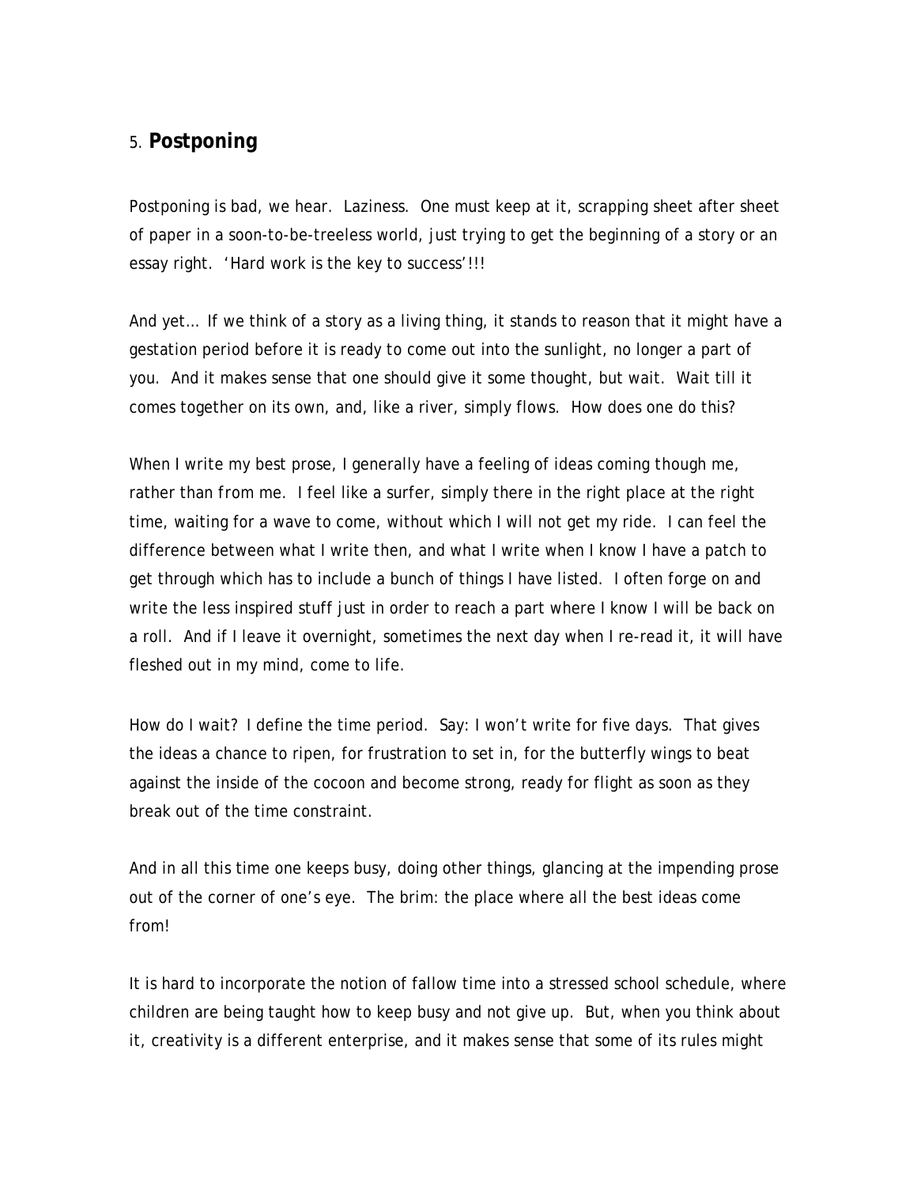## 5. **Postponing**

Postponing is bad, we hear. Laziness. One must keep at it, scrapping sheet after sheet of paper in a soon-to-be-treeless world, just trying to get the beginning of a story or an essay right. 'Hard work is the key to success'!!!

And yet… If we think of a story as a living thing, it stands to reason that it might have a gestation period before it is ready to come out into the sunlight, no longer a part of you. And it makes sense that one should give it some thought, but wait. Wait till it comes together on its own, and, like a river, simply flows. How does one do this?

When I write my best prose, I generally have a feeling of ideas coming though me, rather than from me. I feel like a surfer, simply there in the right place at the right time, waiting for a wave to come, without which I will not get my ride. I can feel the difference between what I write then, and what I write when I know I have a patch to get through which has to include a bunch of things I have listed. I often forge on and write the less inspired stuff just in order to reach a part where I know I will be back on a roll. And if I leave it overnight, sometimes the next day when I re-read it, it will have fleshed out in my mind, come to life.

How do I wait? I define the time period. Say: I won't write for five days. That gives the ideas a chance to ripen, for frustration to set in, for the butterfly wings to beat against the inside of the cocoon and become strong, ready for flight as soon as they break out of the time constraint.

And in all this time one keeps busy, doing other things, glancing at the impending prose out of the corner of one's eye. The brim: the place where all the best ideas come from!

It is hard to incorporate the notion of fallow time into a stressed school schedule, where children are being taught how to keep busy and not give up. But, when you think about it, creativity is a different enterprise, and it makes sense that some of its rules might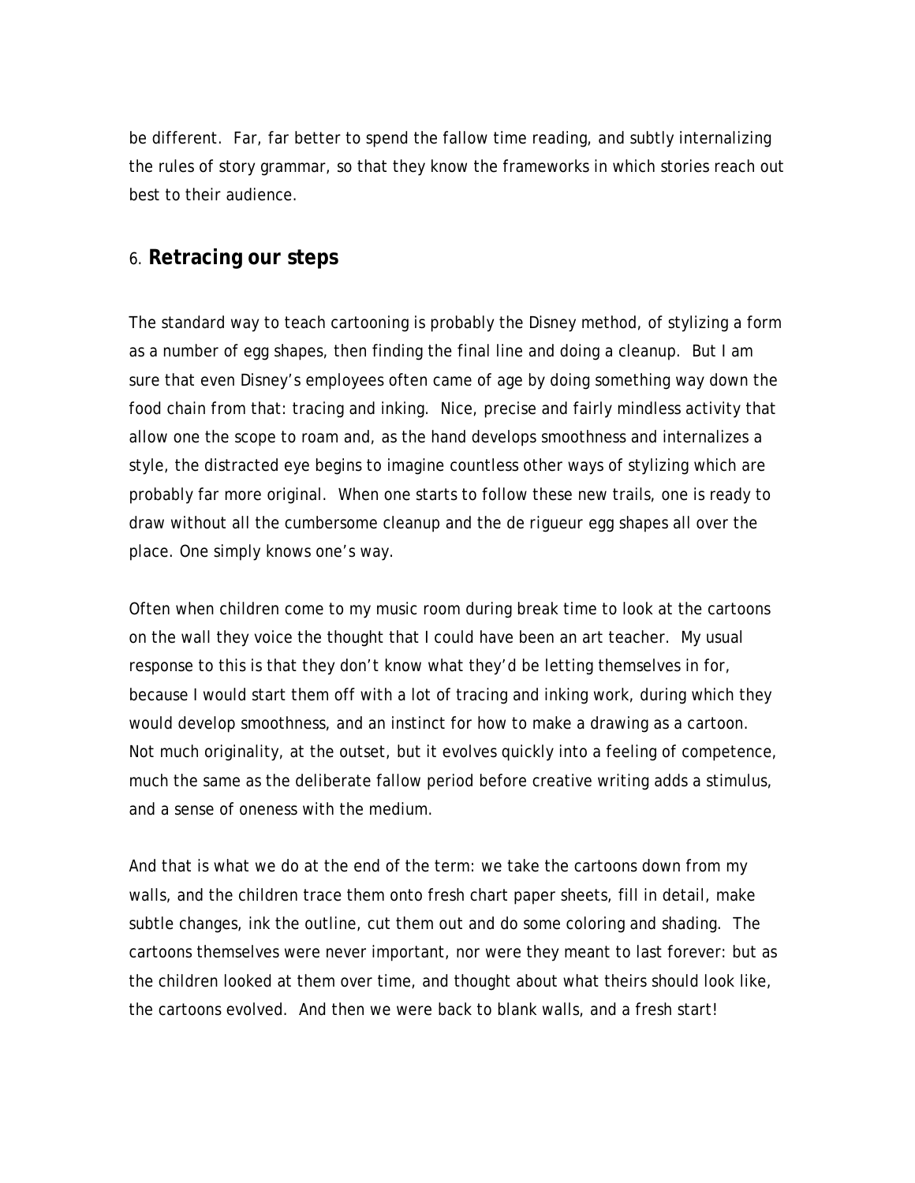be different. Far, far better to spend the fallow time reading, and subtly internalizing the rules of story grammar, so that they know the frameworks in which stories reach out best to their audience.

## 6. **Retracing our steps**

The standard way to teach cartooning is probably the Disney method, of stylizing a form as a number of egg shapes, then finding the final line and doing a cleanup. But I am sure that even Disney's employees often came of age by doing something way down the food chain from that: tracing and inking. Nice, precise and fairly mindless activity that allow one the scope to roam and, as the hand develops smoothness and internalizes a style, the distracted eye begins to imagine countless other ways of stylizing which are probably far more original. When one starts to follow these new trails, one is ready to draw without all the cumbersome cleanup and the de rigueur egg shapes all over the place. One simply knows one's way.

Often when children come to my music room during break time to look at the cartoons on the wall they voice the thought that I could have been an art teacher. My usual response to this is that they don't know what they'd be letting themselves in for, because I would start them off with a lot of tracing and inking work, during which they would develop smoothness, and an instinct for how to make a drawing as a cartoon. Not much originality, at the outset, but it evolves quickly into a feeling of competence, much the same as the deliberate fallow period before creative writing adds a stimulus, and a sense of oneness with the medium.

And that is what we do at the end of the term: we take the cartoons down from my walls, and the children trace them onto fresh chart paper sheets, fill in detail, make subtle changes, ink the outline, cut them out and do some coloring and shading. The cartoons themselves were never important, nor were they meant to last forever: but as the children looked at them over time, and thought about what theirs should look like, the cartoons evolved. And then we were back to blank walls, and a fresh start!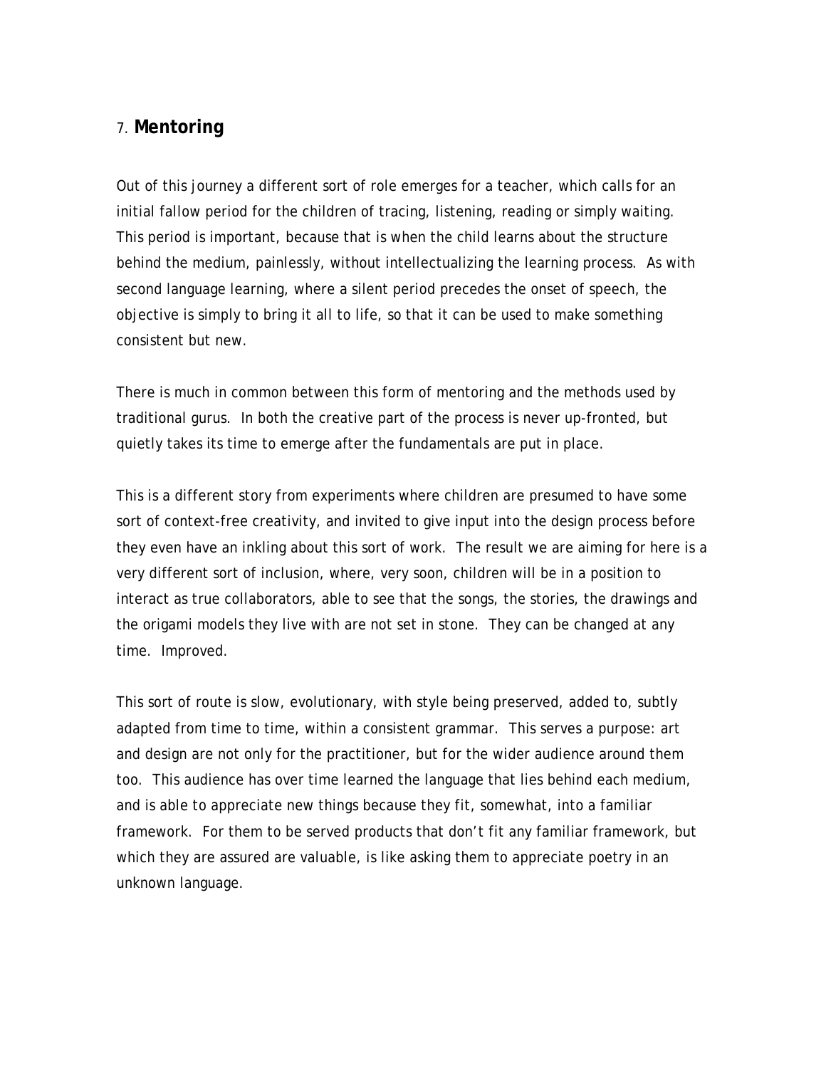## 7. **Mentoring**

Out of this journey a different sort of role emerges for a teacher, which calls for an initial fallow period for the children of tracing, listening, reading or simply waiting. This period is important, because that is when the child learns about the structure behind the medium, painlessly, without intellectualizing the learning process. As with second language learning, where a silent period precedes the onset of speech, the objective is simply to bring it all to life, so that it can be used to make something consistent but new.

There is much in common between this form of mentoring and the methods used by traditional gurus. In both the creative part of the process is never up-fronted, but quietly takes its time to emerge after the fundamentals are put in place.

This is a different story from experiments where children are presumed to have some sort of context-free creativity, and invited to give input into the design process before they even have an inkling about this sort of work. The result we are aiming for here is a very different sort of inclusion, where, very soon, children will be in a position to interact as true collaborators, able to see that the songs, the stories, the drawings and the origami models they live with are not set in stone. They can be changed at any time. Improved.

This sort of route is slow, evolutionary, with style being preserved, added to, subtly adapted from time to time, within a consistent grammar. This serves a purpose: art and design are not only for the practitioner, but for the wider audience around them too. This audience has over time learned the language that lies behind each medium, and is able to appreciate new things because they fit, somewhat, into a familiar framework. For them to be served products that don't fit any familiar framework, but which they are assured are valuable, is like asking them to appreciate poetry in an unknown language.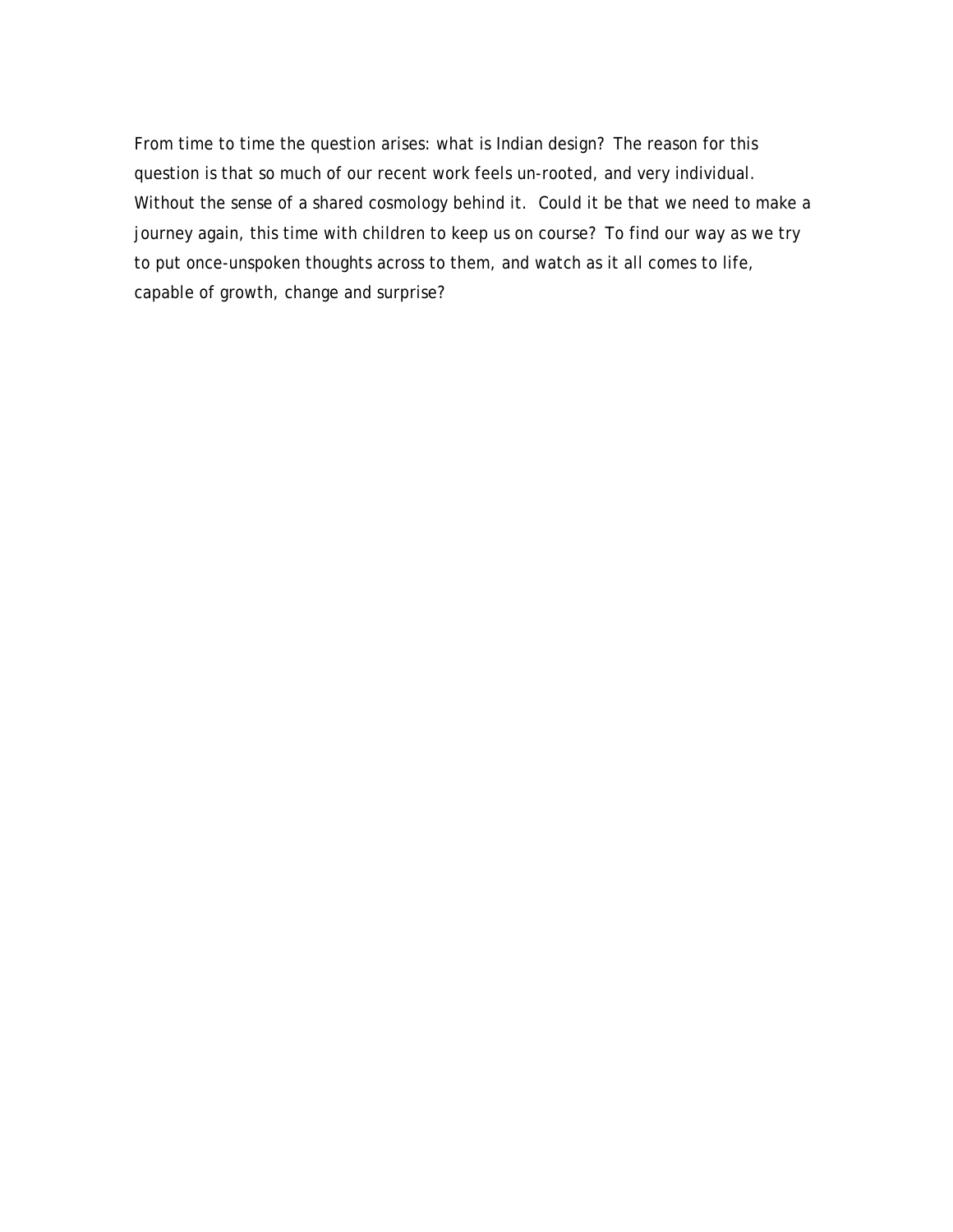From time to time the question arises: what is Indian design? The reason for this question is that so much of our recent work feels un-rooted, and very individual. Without the sense of a shared cosmology behind it. Could it be that we need to make a journey again, this time with children to keep us on course? To find our way as we try to put once-unspoken thoughts across to them, and watch as it all comes to life, capable of growth, change and surprise?